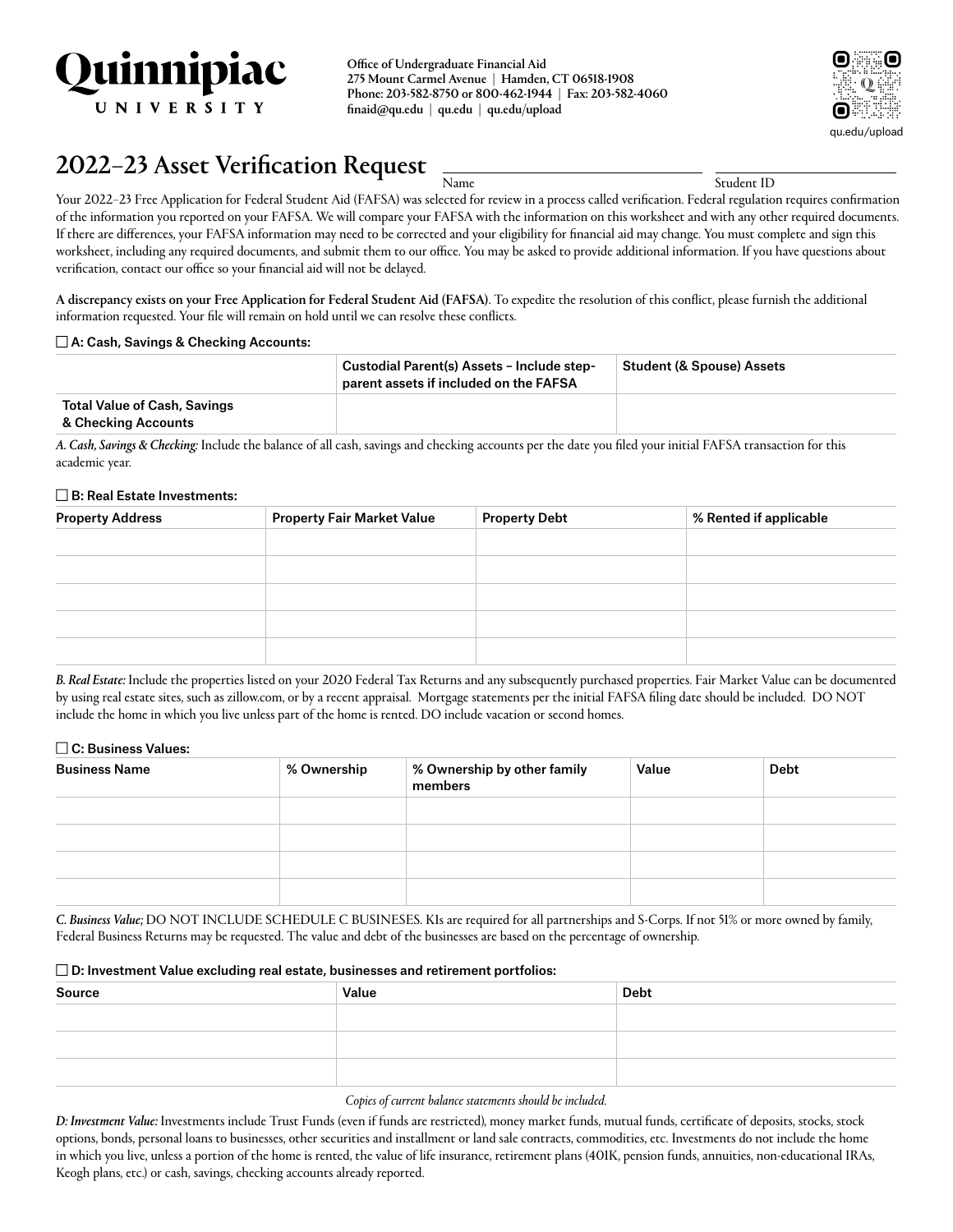# Quinnipiac UNIVERSITY

**Office of Undergraduate Financial Aid**
**275 Mount Carmel Avenue | Hamden, CT 06518-1908**
**Phone: 203-582-8750 or 800-462-1944 | Fax: 203-582-4060**
**finaid@qu.edu | qu.edu | qu.edu/upload**

qu.edu/upload

## 2022–23 Asset Verification Request

Name ______________________ Student ID ______________

Your 2022–23 Free Application for Federal Student Aid (FAFSA) was selected for review in a process called verification. Federal regulation requires confirmation of the information you reported on your FAFSA. We will compare your FAFSA with the information on this worksheet and with any other required documents. If there are differences, your FAFSA information may need to be corrected and your eligibility for financial aid may change. You must complete and sign this worksheet, including any required documents, and submit them to our office. You may be asked to provide additional information. If you have questions about verification, contact our office so your financial aid will not be delayed.

**A discrepancy exists on your Free Application for Federal Student Aid (FAFSA)**. To expedite the resolution of this conflict, please furnish the additional information requested. Your file will remain on hold until we can resolve these conflicts.

### ☐ A: Cash, Savings & Checking Accounts:

| | Custodial Parent(s) Assets – Include step-parent assets if included on the FAFSA | Student (& Spouse) Assets |
|---|---|---|
| Total Value of Cash, Savings & Checking Accounts | | |

*A. Cash, Savings & Checking:* Include the balance of all cash, savings and checking accounts per the date you filed your initial FAFSA transaction for this academic year.

### ☐ B: Real Estate Investments:

| Property Address | Property Fair Market Value | Property Debt | % Rented if applicable |
|---|---|---|---|
| | | | |
| | | | |
| | | | |
| | | | |
| | | | |

*B. Real Estate:* Include the properties listed on your 2020 Federal Tax Returns and any subsequently purchased properties. Fair Market Value can be documented by using real estate sites, such as zillow.com, or by a recent appraisal. Mortgage statements per the initial FAFSA filing date should be included. DO NOT include the home in which you live unless part of the home is rented. DO include vacation or second homes.

### ☐ C: Business Values:

| Business Name | % Ownership | % Ownership by other family members | Value | Debt |
|---|---|---|---|---|
| | | | | |
| | | | | |
| | | | | |
| | | | | |

*C. Business Value;* DO NOT INCLUDE SCHEDULE C BUSINESES. K1s are required for all partnerships and S-Corps. If not 51% or more owned by family, Federal Business Returns may be requested. The value and debt of the businesses are based on the percentage of ownership.

### ☐ D: Investment Value excluding real estate, businesses and retirement portfolios:

| Source | Value | Debt |
|---|---|---|
| | | |
| | | |
| | | |

*Copies of current balance statements should be included.*

*D: Investment Value:* Investments include Trust Funds (even if funds are restricted), money market funds, mutual funds, certificate of deposits, stocks, stock options, bonds, personal loans to businesses, other securities and installment or land sale contracts, commodities, etc. Investments do not include the home in which you live, unless a portion of the home is rented, the value of life insurance, retirement plans (401K, pension funds, annuities, non-educational IRAs, Keogh plans, etc.) or cash, savings, checking accounts already reported.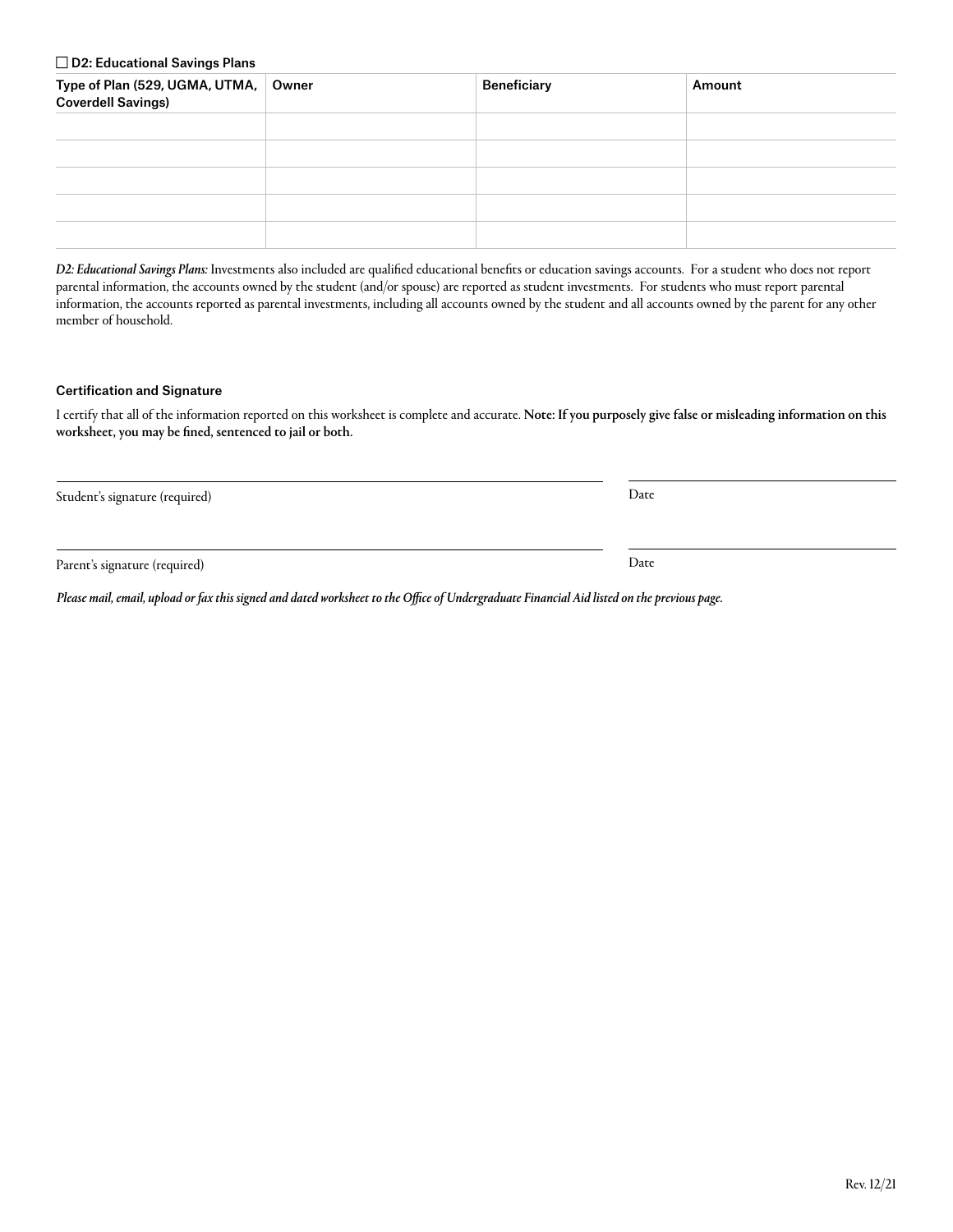☐ **D2: Educational Savings Plans**

| Type of Plan (529, UGMA, UTMA, Coverdell Savings) | Owner | Beneficiary | Amount |
|---|---|---|---|
| | | | |
| | | | |
| | | | |
| | | | |
| | | | |

*D2: Educational Savings Plans:* Investments also included are qualified educational benefits or education savings accounts. For a student who does not report parental information, the accounts owned by the student (and/or spouse) are reported as student investments. For students who must report parental information, the accounts reported as parental investments, including all accounts owned by the student and all accounts owned by the parent for any other member of household.

### Certification and Signature

I certify that all of the information reported on this worksheet is complete and accurate. **Note: If you purposely give false or misleading information on this worksheet, you may be fined, sentenced to jail or both.**

Student's signature (required) Date

Parent's signature (required) Date

***Please mail, email, upload or fax this signed and dated worksheet to the Office of Undergraduate Financial Aid listed on the previous page.***

Rev. 12/21